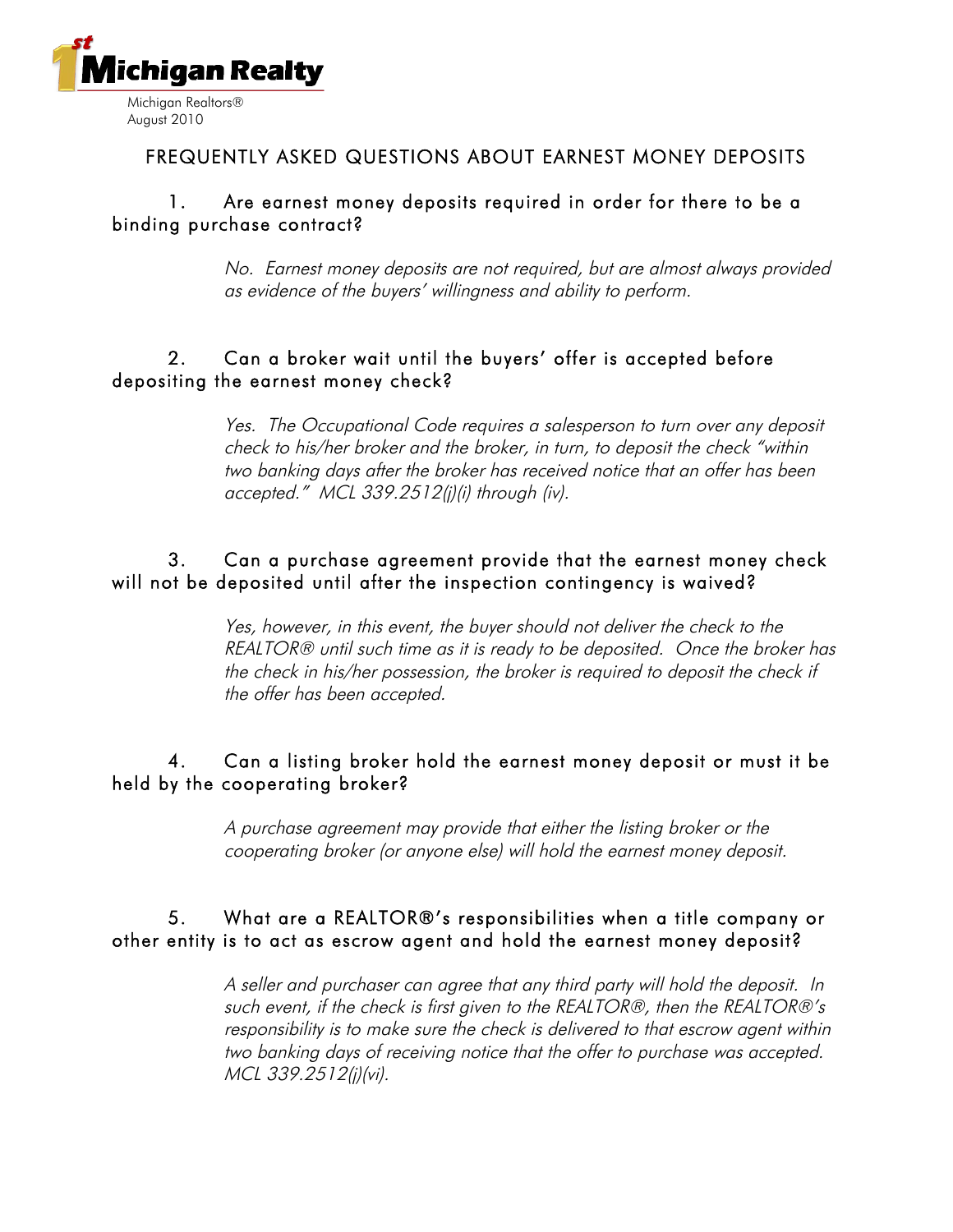1st Michigan Realty

Michigan Realtors®
August 2010

# FREQUENTLY ASKED QUESTIONS ABOUT EARNEST MONEY DEPOSITS

1. Are earnest money deposits required in order for there to be a binding purchase contract?

> *No. Earnest money deposits are not required, but are almost always provided as evidence of the buyers' willingness and ability to perform.*

2. Can a broker wait until the buyers' offer is accepted before depositing the earnest money check?

> *Yes. The Occupational Code requires a salesperson to turn over any deposit check to his/her broker and the broker, in turn, to deposit the check "within two banking days after the broker has received notice that an offer has been accepted." MCL 339.2512(j)(i) through (iv).*

3. Can a purchase agreement provide that the earnest money check will not be deposited until after the inspection contingency is waived?

> *Yes, however, in this event, the buyer should not deliver the check to the REALTOR® until such time as it is ready to be deposited. Once the broker has the check in his/her possession, the broker is required to deposit the check if the offer has been accepted.*

4. Can a listing broker hold the earnest money deposit or must it be held by the cooperating broker?

> *A purchase agreement may provide that either the listing broker or the cooperating broker (or anyone else) will hold the earnest money deposit.*

5. What are a REALTOR®'s responsibilities when a title company or other entity is to act as escrow agent and hold the earnest money deposit?

> *A seller and purchaser can agree that any third party will hold the deposit. In such event, if the check is first given to the REALTOR®, then the REALTOR®'s responsibility is to make sure the check is delivered to that escrow agent within two banking days of receiving notice that the offer to purchase was accepted. MCL 339.2512(j)(vi).*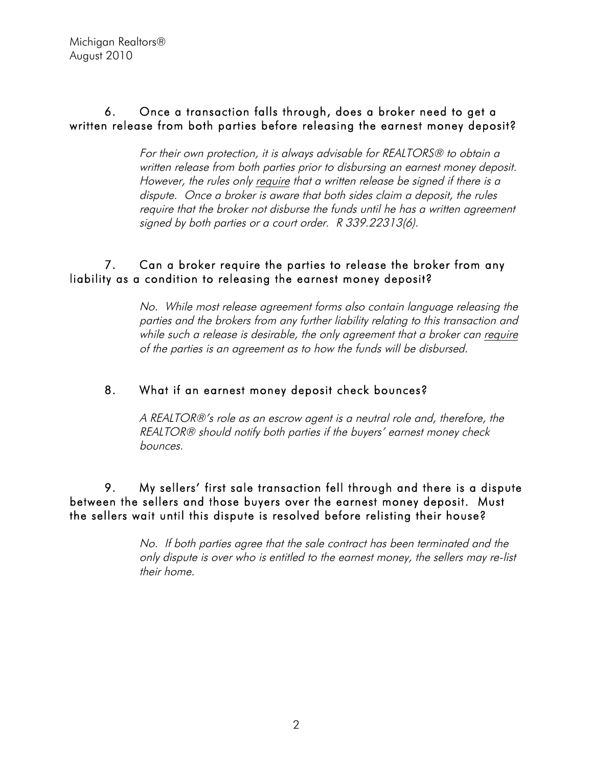6. Once a transaction falls through, does a broker need to get a written release from both parties before releasing the earnest money deposit?

*For their own protection, it is always advisable for REALTORS® to obtain a written release from both parties prior to disbursing an earnest money deposit. However, the rules only require that a written release be signed if there is a dispute. Once a broker is aware that both sides claim a deposit, the rules require that the broker not disburse the funds until he has a written agreement signed by both parties or a court order. R 339.22313(6).*

7. Can a broker require the parties to release the broker from any liability as a condition to releasing the earnest money deposit?

*No. While most release agreement forms also contain language releasing the parties and the brokers from any further liability relating to this transaction and while such a release is desirable, the only agreement that a broker can require of the parties is an agreement as to how the funds will be disbursed.*

8. What if an earnest money deposit check bounces?

*A REALTOR®'s role as an escrow agent is a neutral role and, therefore, the REALTOR® should notify both parties if the buyers' earnest money check bounces.*

9. My sellers' first sale transaction fell through and there is a dispute between the sellers and those buyers over the earnest money deposit. Must the sellers wait until this dispute is resolved before relisting their house?

*No. If both parties agree that the sale contract has been terminated and the only dispute is over who is entitled to the earnest money, the sellers may re-list their home.*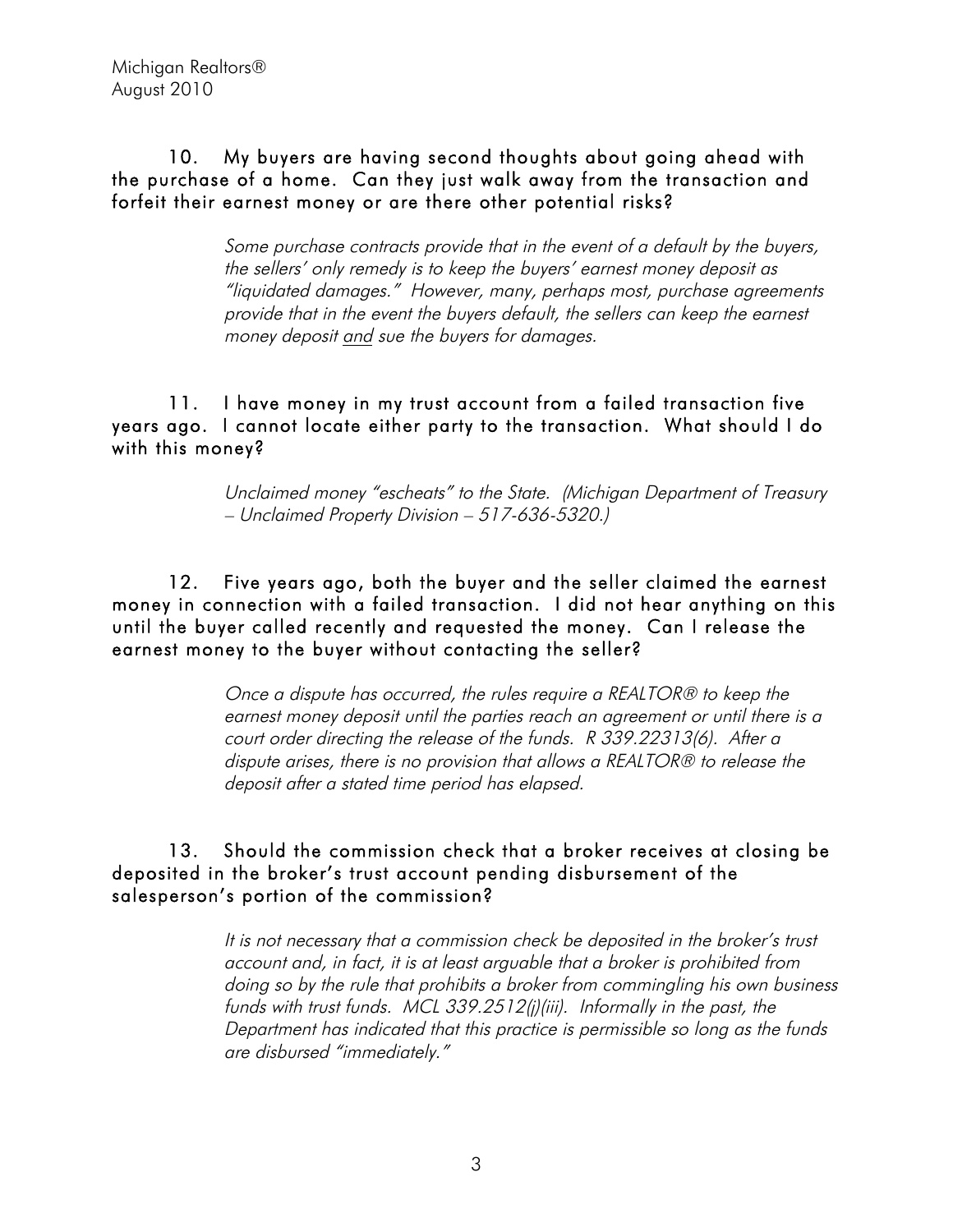**10. My buyers are having second thoughts about going ahead with the purchase of a home. Can they just walk away from the transaction and forfeit their earnest money or are there other potential risks?**

*Some purchase contracts provide that in the event of a default by the buyers, the sellers' only remedy is to keep the buyers' earnest money deposit as "liquidated damages." However, many, perhaps most, purchase agreements provide that in the event the buyers default, the sellers can keep the earnest money deposit <u>and</u> sue the buyers for damages.*

**11. I have money in my trust account from a failed transaction five years ago. I cannot locate either party to the transaction. What should I do with this money?**

*Unclaimed money "escheats" to the State. (Michigan Department of Treasury – Unclaimed Property Division – 517-636-5320.)*

**12. Five years ago, both the buyer and the seller claimed the earnest money in connection with a failed transaction. I did not hear anything on this until the buyer called recently and requested the money. Can I release the earnest money to the buyer without contacting the seller?**

*Once a dispute has occurred, the rules require a REALTOR® to keep the earnest money deposit until the parties reach an agreement or until there is a court order directing the release of the funds. R 339.22313(6). After a dispute arises, there is no provision that allows a REALTOR® to release the deposit after a stated time period has elapsed.*

**13. Should the commission check that a broker receives at closing be deposited in the broker's trust account pending disbursement of the salesperson's portion of the commission?**

*It is not necessary that a commission check be deposited in the broker's trust account and, in fact, it is at least arguable that a broker is prohibited from doing so by the rule that prohibits a broker from commingling his own business funds with trust funds. MCL 339.2512(j)(iii). Informally in the past, the Department has indicated that this practice is permissible so long as the funds are disbursed "immediately."*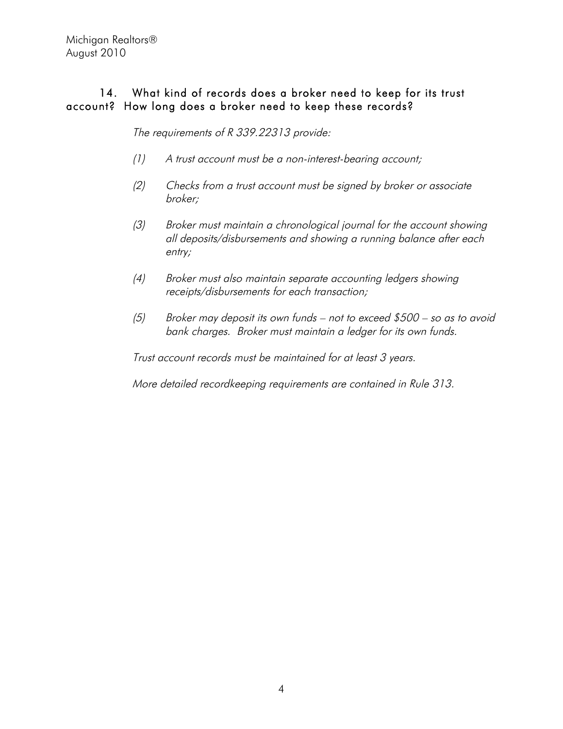### 14. What kind of records does a broker need to keep for its trust account? How long does a broker need to keep these records?

*The requirements of R 339.22313 provide:*

*(1) A trust account must be a non-interest-bearing account;*

*(2) Checks from a trust account must be signed by broker or associate broker;*

*(3) Broker must maintain a chronological journal for the account showing all deposits/disbursements and showing a running balance after each entry;*

*(4) Broker must also maintain separate accounting ledgers showing receipts/disbursements for each transaction;*

*(5) Broker may deposit its own funds – not to exceed $500 – so as to avoid bank charges. Broker must maintain a ledger for its own funds.*

*Trust account records must be maintained for at least 3 years.*

*More detailed recordkeeping requirements are contained in Rule 313.*